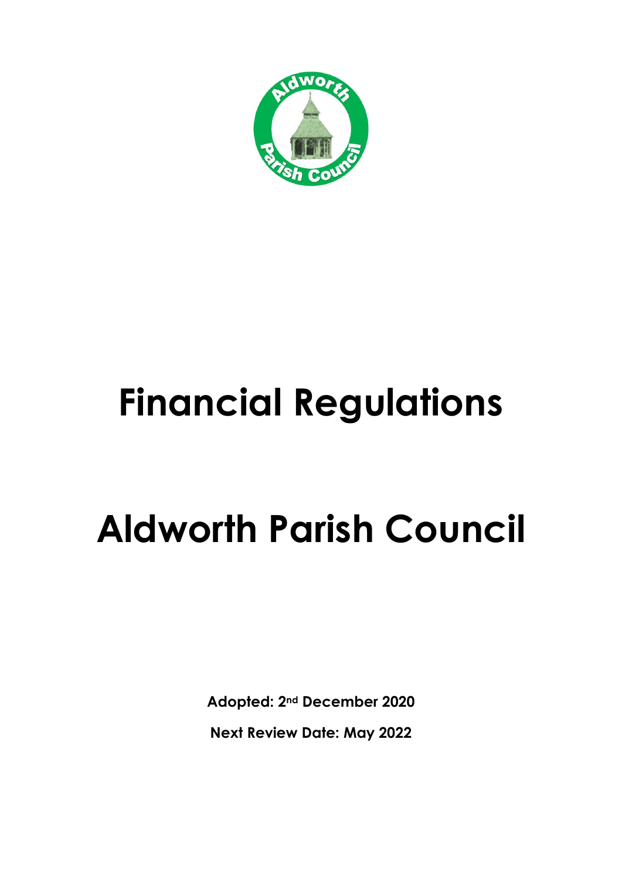# Financial Regulations

# Aldworth Parish Council

**Adopted: 2nd December 2020**

**Next Review Date: May 2022**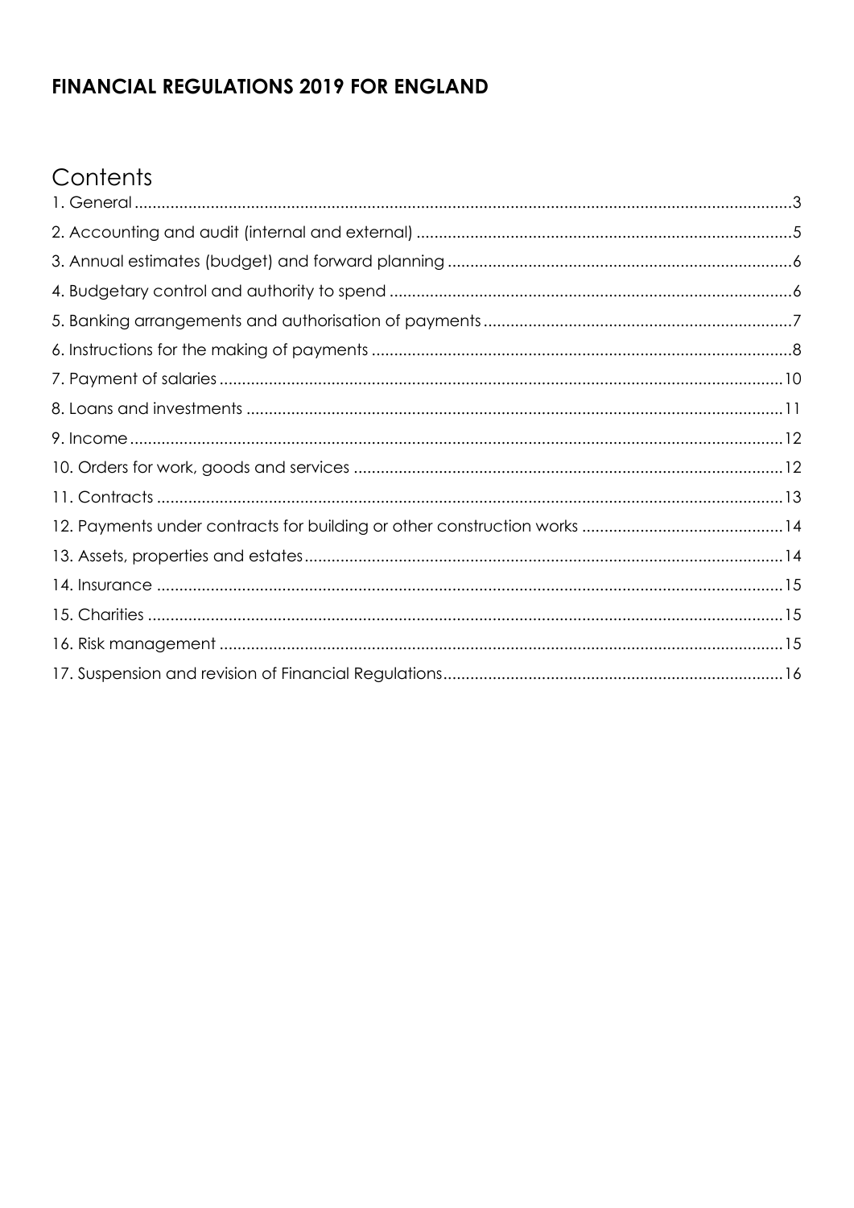**FINANCIAL REGULATIONS 2019 FOR ENGLAND**

# Contents

1. General ....... 3
2. Accounting and audit (internal and external) ....... 5
3. Annual estimates (budget) and forward planning ....... 6
4. Budgetary control and authority to spend ....... 6
5. Banking arrangements and authorisation of payments ....... 7
6. Instructions for the making of payments ....... 8
7. Payment of salaries ....... 10
8. Loans and investments ....... 11
9. Income ....... 12
10. Orders for work, goods and services ....... 12
11. Contracts ....... 13
12. Payments under contracts for building or other construction works ....... 14
13. Assets, properties and estates ....... 14
14. Insurance ....... 15
15. Charities ....... 15
16. Risk management ....... 15
17. Suspension and revision of Financial Regulations ....... 16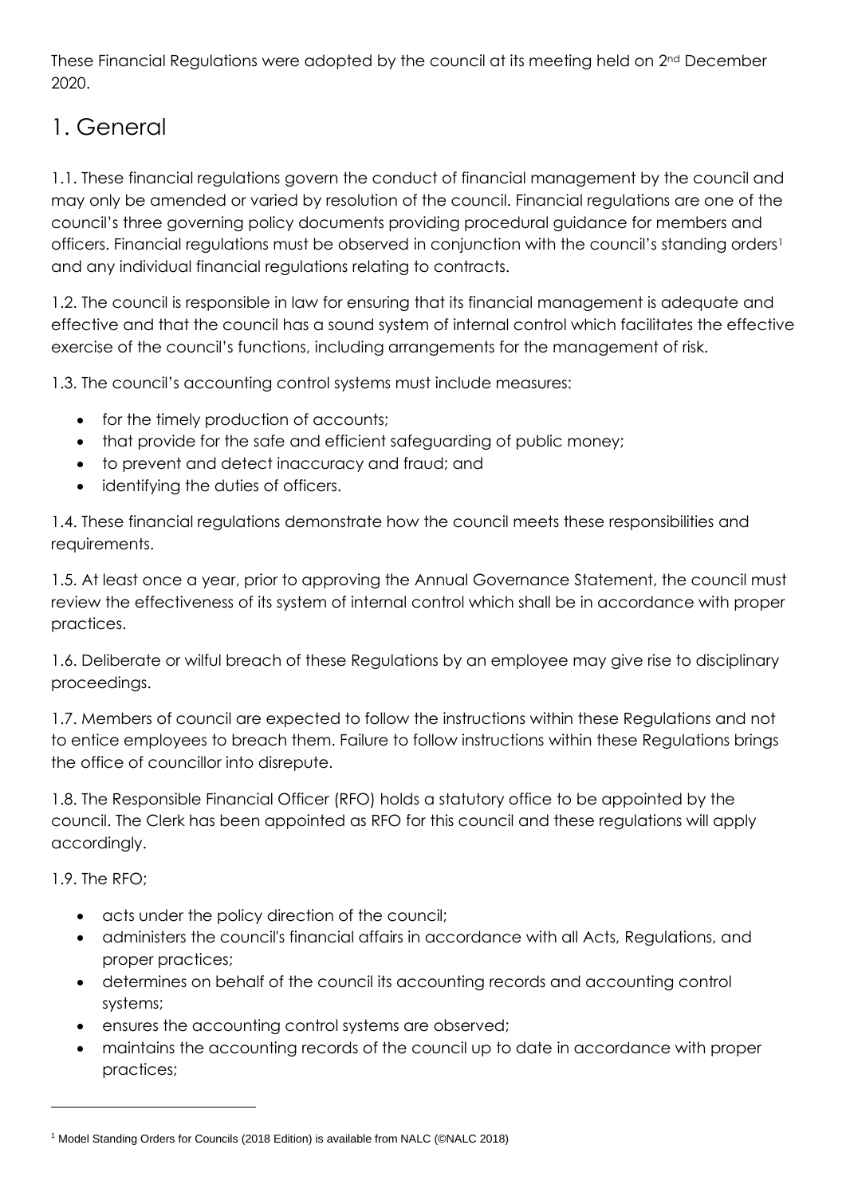These Financial Regulations were adopted by the council at its meeting held on 2nd December 2020.

# 1. General

1.1. These financial regulations govern the conduct of financial management by the council and may only be amended or varied by resolution of the council. Financial regulations are one of the council's three governing policy documents providing procedural guidance for members and officers. Financial regulations must be observed in conjunction with the council's standing orders[1] and any individual financial regulations relating to contracts.

1.2. The council is responsible in law for ensuring that its financial management is adequate and effective and that the council has a sound system of internal control which facilitates the effective exercise of the council's functions, including arrangements for the management of risk.

1.3. The council's accounting control systems must include measures:

- for the timely production of accounts;
- that provide for the safe and efficient safeguarding of public money;
- to prevent and detect inaccuracy and fraud; and
- identifying the duties of officers.

1.4. These financial regulations demonstrate how the council meets these responsibilities and requirements.

1.5. At least once a year, prior to approving the Annual Governance Statement, the council must review the effectiveness of its system of internal control which shall be in accordance with proper practices.

1.6. Deliberate or wilful breach of these Regulations by an employee may give rise to disciplinary proceedings.

1.7. Members of council are expected to follow the instructions within these Regulations and not to entice employees to breach them. Failure to follow instructions within these Regulations brings the office of councillor into disrepute.

1.8. The Responsible Financial Officer (RFO) holds a statutory office to be appointed by the council. The Clerk has been appointed as RFO for this council and these regulations will apply accordingly.

1.9. The RFO;

- acts under the policy direction of the council;
- administers the council's financial affairs in accordance with all Acts, Regulations, and proper practices;
- determines on behalf of the council its accounting records and accounting control systems;
- ensures the accounting control systems are observed;
- maintains the accounting records of the council up to date in accordance with proper practices;

[1] Model Standing Orders for Councils (2018 Edition) is available from NALC (©NALC 2018)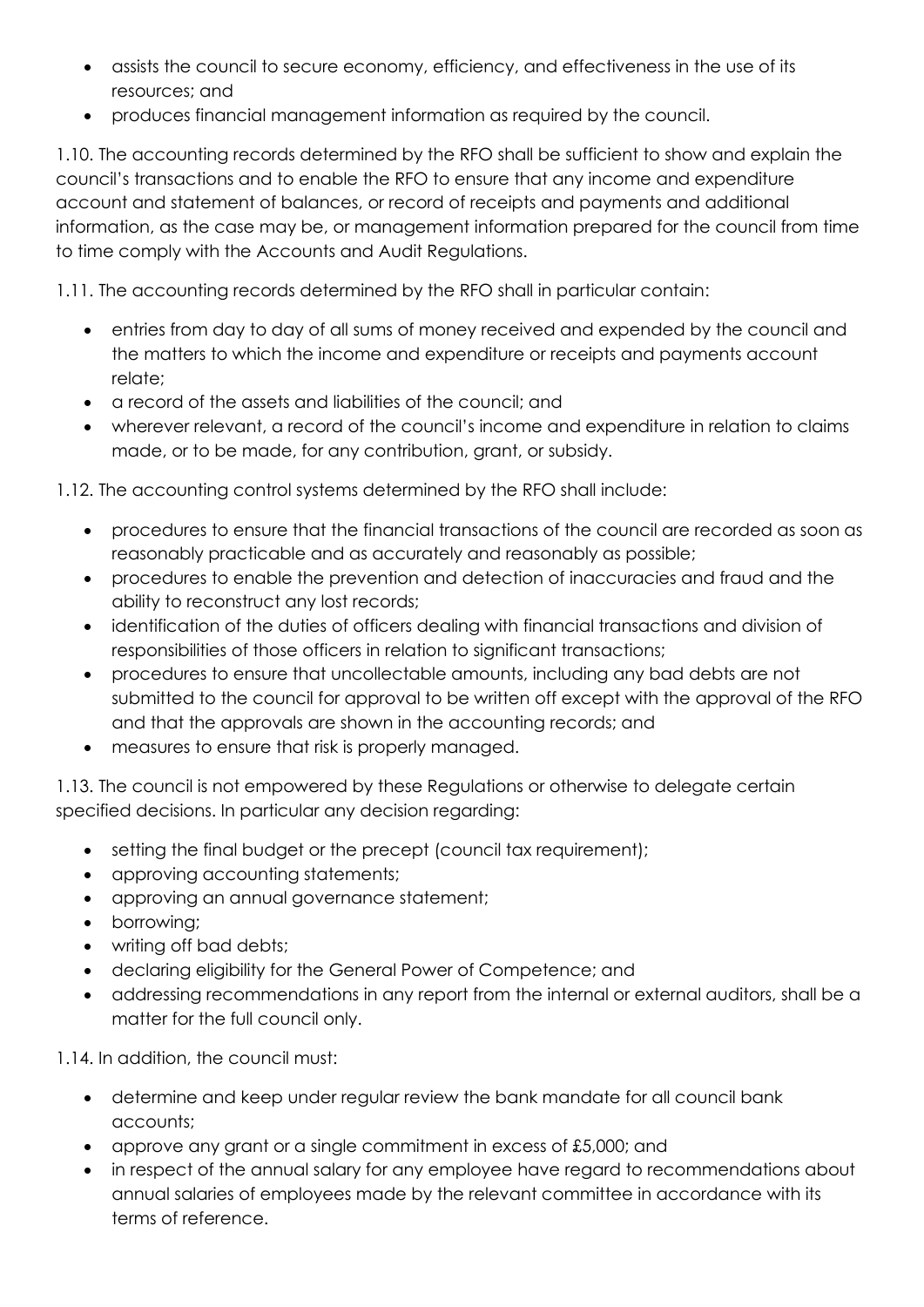- assists the council to secure economy, efficiency, and effectiveness in the use of its resources; and
- produces financial management information as required by the council.

1.10. The accounting records determined by the RFO shall be sufficient to show and explain the council's transactions and to enable the RFO to ensure that any income and expenditure account and statement of balances, or record of receipts and payments and additional information, as the case may be, or management information prepared for the council from time to time comply with the Accounts and Audit Regulations.

1.11. The accounting records determined by the RFO shall in particular contain:

- entries from day to day of all sums of money received and expended by the council and the matters to which the income and expenditure or receipts and payments account relate;
- a record of the assets and liabilities of the council; and
- wherever relevant, a record of the council's income and expenditure in relation to claims made, or to be made, for any contribution, grant, or subsidy.

1.12. The accounting control systems determined by the RFO shall include:

- procedures to ensure that the financial transactions of the council are recorded as soon as reasonably practicable and as accurately and reasonably as possible;
- procedures to enable the prevention and detection of inaccuracies and fraud and the ability to reconstruct any lost records;
- identification of the duties of officers dealing with financial transactions and division of responsibilities of those officers in relation to significant transactions;
- procedures to ensure that uncollectable amounts, including any bad debts are not submitted to the council for approval to be written off except with the approval of the RFO and that the approvals are shown in the accounting records; and
- measures to ensure that risk is properly managed.

1.13. The council is not empowered by these Regulations or otherwise to delegate certain specified decisions. In particular any decision regarding:

- setting the final budget or the precept (council tax requirement);
- approving accounting statements;
- approving an annual governance statement;
- borrowing;
- writing off bad debts;
- declaring eligibility for the General Power of Competence; and
- addressing recommendations in any report from the internal or external auditors, shall be a matter for the full council only.

1.14. In addition, the council must:

- determine and keep under regular review the bank mandate for all council bank accounts;
- approve any grant or a single commitment in excess of £5,000; and
- in respect of the annual salary for any employee have regard to recommendations about annual salaries of employees made by the relevant committee in accordance with its terms of reference.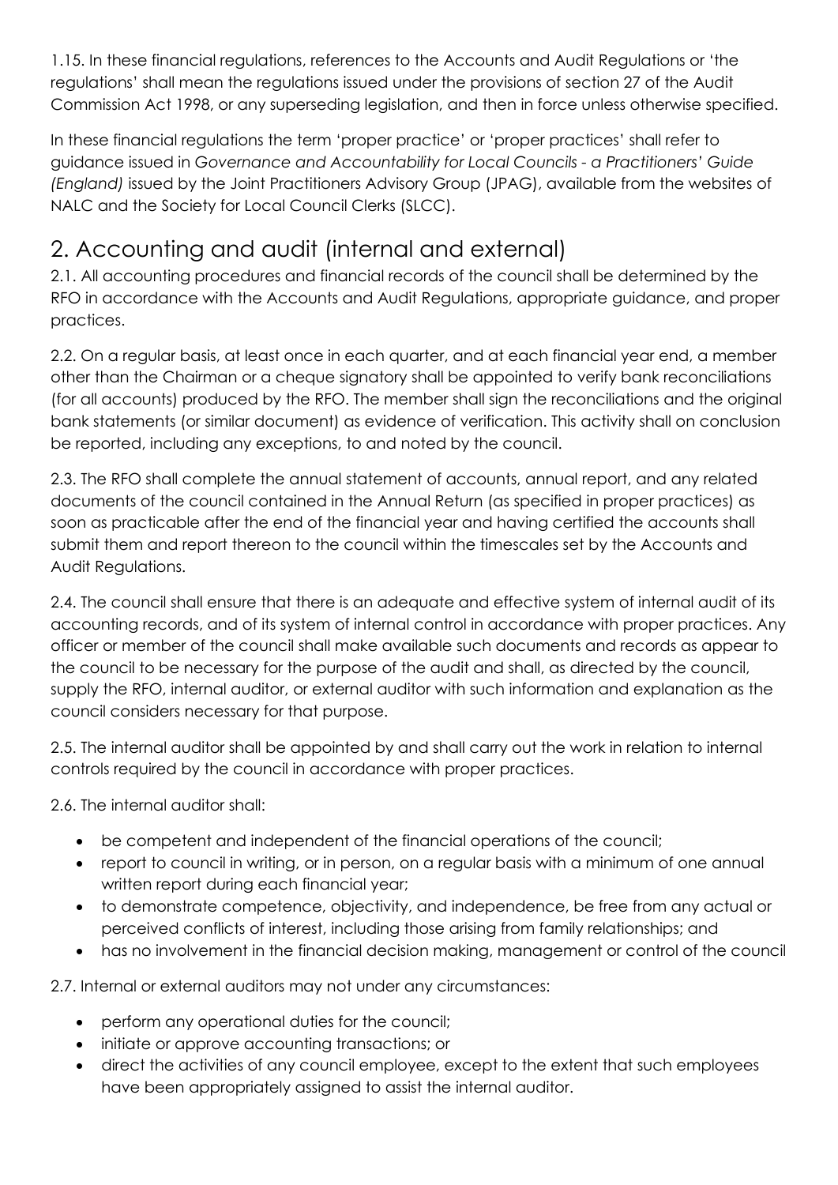1.15. In these financial regulations, references to the Accounts and Audit Regulations or 'the regulations' shall mean the regulations issued under the provisions of section 27 of the Audit Commission Act 1998, or any superseding legislation, and then in force unless otherwise specified.

In these financial regulations the term 'proper practice' or 'proper practices' shall refer to guidance issued in *Governance and Accountability for Local Councils - a Practitioners' Guide (England)* issued by the Joint Practitioners Advisory Group (JPAG), available from the websites of NALC and the Society for Local Council Clerks (SLCC).

## 2. Accounting and audit (internal and external)

2.1. All accounting procedures and financial records of the council shall be determined by the RFO in accordance with the Accounts and Audit Regulations, appropriate guidance, and proper practices.

2.2. On a regular basis, at least once in each quarter, and at each financial year end, a member other than the Chairman or a cheque signatory shall be appointed to verify bank reconciliations (for all accounts) produced by the RFO. The member shall sign the reconciliations and the original bank statements (or similar document) as evidence of verification. This activity shall on conclusion be reported, including any exceptions, to and noted by the council.

2.3. The RFO shall complete the annual statement of accounts, annual report, and any related documents of the council contained in the Annual Return (as specified in proper practices) as soon as practicable after the end of the financial year and having certified the accounts shall submit them and report thereon to the council within the timescales set by the Accounts and Audit Regulations.

2.4. The council shall ensure that there is an adequate and effective system of internal audit of its accounting records, and of its system of internal control in accordance with proper practices. Any officer or member of the council shall make available such documents and records as appear to the council to be necessary for the purpose of the audit and shall, as directed by the council, supply the RFO, internal auditor, or external auditor with such information and explanation as the council considers necessary for that purpose.

2.5. The internal auditor shall be appointed by and shall carry out the work in relation to internal controls required by the council in accordance with proper practices.

2.6. The internal auditor shall:

- be competent and independent of the financial operations of the council;
- report to council in writing, or in person, on a regular basis with a minimum of one annual written report during each financial year;
- to demonstrate competence, objectivity, and independence, be free from any actual or perceived conflicts of interest, including those arising from family relationships; and
- has no involvement in the financial decision making, management or control of the council

2.7. Internal or external auditors may not under any circumstances:

- perform any operational duties for the council;
- initiate or approve accounting transactions; or
- direct the activities of any council employee, except to the extent that such employees have been appropriately assigned to assist the internal auditor.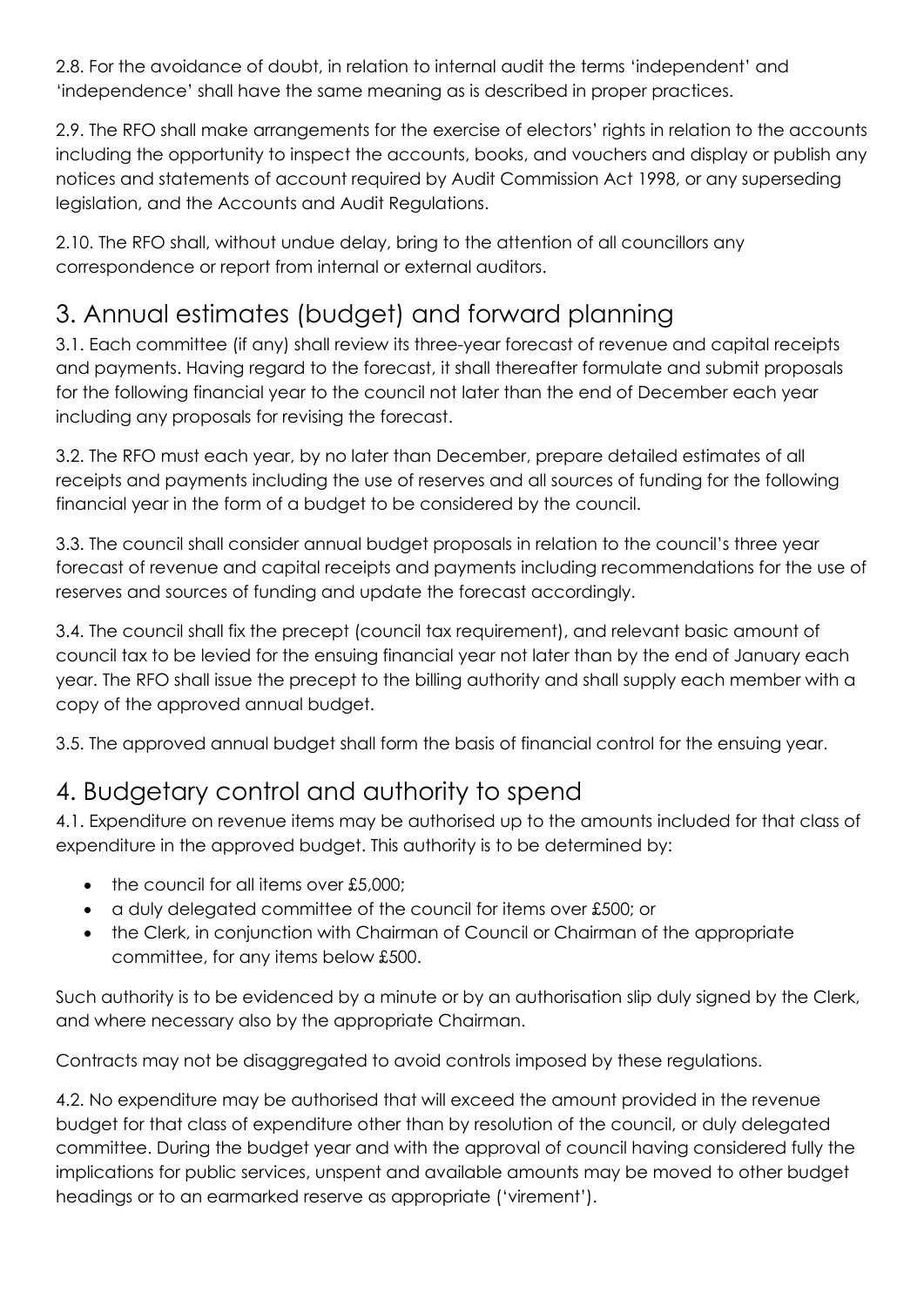2.8. For the avoidance of doubt, in relation to internal audit the terms 'independent' and 'independence' shall have the same meaning as is described in proper practices.

2.9. The RFO shall make arrangements for the exercise of electors' rights in relation to the accounts including the opportunity to inspect the accounts, books, and vouchers and display or publish any notices and statements of account required by Audit Commission Act 1998, or any superseding legislation, and the Accounts and Audit Regulations.

2.10. The RFO shall, without undue delay, bring to the attention of all councillors any correspondence or report from internal or external auditors.

## 3. Annual estimates (budget) and forward planning

3.1. Each committee (if any) shall review its three-year forecast of revenue and capital receipts and payments. Having regard to the forecast, it shall thereafter formulate and submit proposals for the following financial year to the council not later than the end of December each year including any proposals for revising the forecast.

3.2. The RFO must each year, by no later than December, prepare detailed estimates of all receipts and payments including the use of reserves and all sources of funding for the following financial year in the form of a budget to be considered by the council.

3.3. The council shall consider annual budget proposals in relation to the council's three year forecast of revenue and capital receipts and payments including recommendations for the use of reserves and sources of funding and update the forecast accordingly.

3.4. The council shall fix the precept (council tax requirement), and relevant basic amount of council tax to be levied for the ensuing financial year not later than by the end of January each year. The RFO shall issue the precept to the billing authority and shall supply each member with a copy of the approved annual budget.

3.5. The approved annual budget shall form the basis of financial control for the ensuing year.

## 4. Budgetary control and authority to spend

4.1. Expenditure on revenue items may be authorised up to the amounts included for that class of expenditure in the approved budget. This authority is to be determined by:

- the council for all items over £5,000;
- a duly delegated committee of the council for items over £500; or
- the Clerk, in conjunction with Chairman of Council or Chairman of the appropriate committee, for any items below £500.

Such authority is to be evidenced by a minute or by an authorisation slip duly signed by the Clerk, and where necessary also by the appropriate Chairman.

Contracts may not be disaggregated to avoid controls imposed by these regulations.

4.2. No expenditure may be authorised that will exceed the amount provided in the revenue budget for that class of expenditure other than by resolution of the council, or duly delegated committee. During the budget year and with the approval of council having considered fully the implications for public services, unspent and available amounts may be moved to other budget headings or to an earmarked reserve as appropriate ('virement').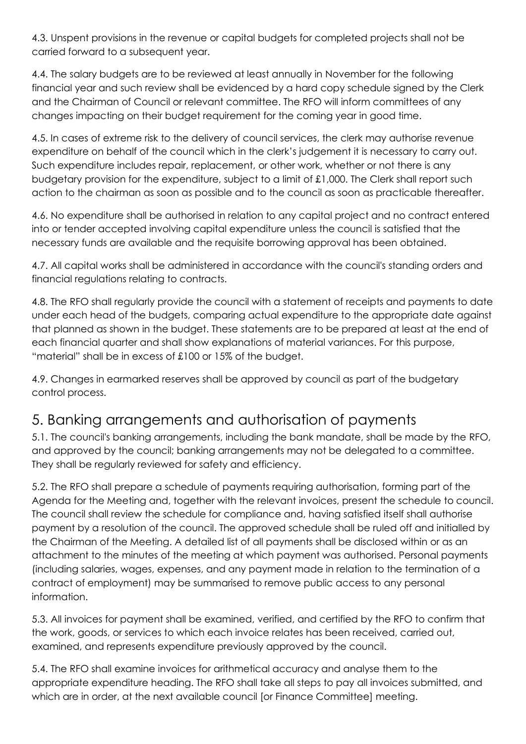4.3. Unspent provisions in the revenue or capital budgets for completed projects shall not be carried forward to a subsequent year.

4.4. The salary budgets are to be reviewed at least annually in November for the following financial year and such review shall be evidenced by a hard copy schedule signed by the Clerk and the Chairman of Council or relevant committee. The RFO will inform committees of any changes impacting on their budget requirement for the coming year in good time.

4.5. In cases of extreme risk to the delivery of council services, the clerk may authorise revenue expenditure on behalf of the council which in the clerk's judgement it is necessary to carry out. Such expenditure includes repair, replacement, or other work, whether or not there is any budgetary provision for the expenditure, subject to a limit of £1,000. The Clerk shall report such action to the chairman as soon as possible and to the council as soon as practicable thereafter.

4.6. No expenditure shall be authorised in relation to any capital project and no contract entered into or tender accepted involving capital expenditure unless the council is satisfied that the necessary funds are available and the requisite borrowing approval has been obtained.

4.7. All capital works shall be administered in accordance with the council's standing orders and financial regulations relating to contracts.

4.8. The RFO shall regularly provide the council with a statement of receipts and payments to date under each head of the budgets, comparing actual expenditure to the appropriate date against that planned as shown in the budget. These statements are to be prepared at least at the end of each financial quarter and shall show explanations of material variances. For this purpose, "material" shall be in excess of £100 or 15% of the budget.

4.9. Changes in earmarked reserves shall be approved by council as part of the budgetary control process.

# 5. Banking arrangements and authorisation of payments

5.1. The council's banking arrangements, including the bank mandate, shall be made by the RFO, and approved by the council; banking arrangements may not be delegated to a committee. They shall be regularly reviewed for safety and efficiency.

5.2. The RFO shall prepare a schedule of payments requiring authorisation, forming part of the Agenda for the Meeting and, together with the relevant invoices, present the schedule to council. The council shall review the schedule for compliance and, having satisfied itself shall authorise payment by a resolution of the council. The approved schedule shall be ruled off and initialled by the Chairman of the Meeting. A detailed list of all payments shall be disclosed within or as an attachment to the minutes of the meeting at which payment was authorised. Personal payments (including salaries, wages, expenses, and any payment made in relation to the termination of a contract of employment) may be summarised to remove public access to any personal information.

5.3. All invoices for payment shall be examined, verified, and certified by the RFO to confirm that the work, goods, or services to which each invoice relates has been received, carried out, examined, and represents expenditure previously approved by the council.

5.4. The RFO shall examine invoices for arithmetical accuracy and analyse them to the appropriate expenditure heading. The RFO shall take all steps to pay all invoices submitted, and which are in order, at the next available council [or Finance Committee] meeting.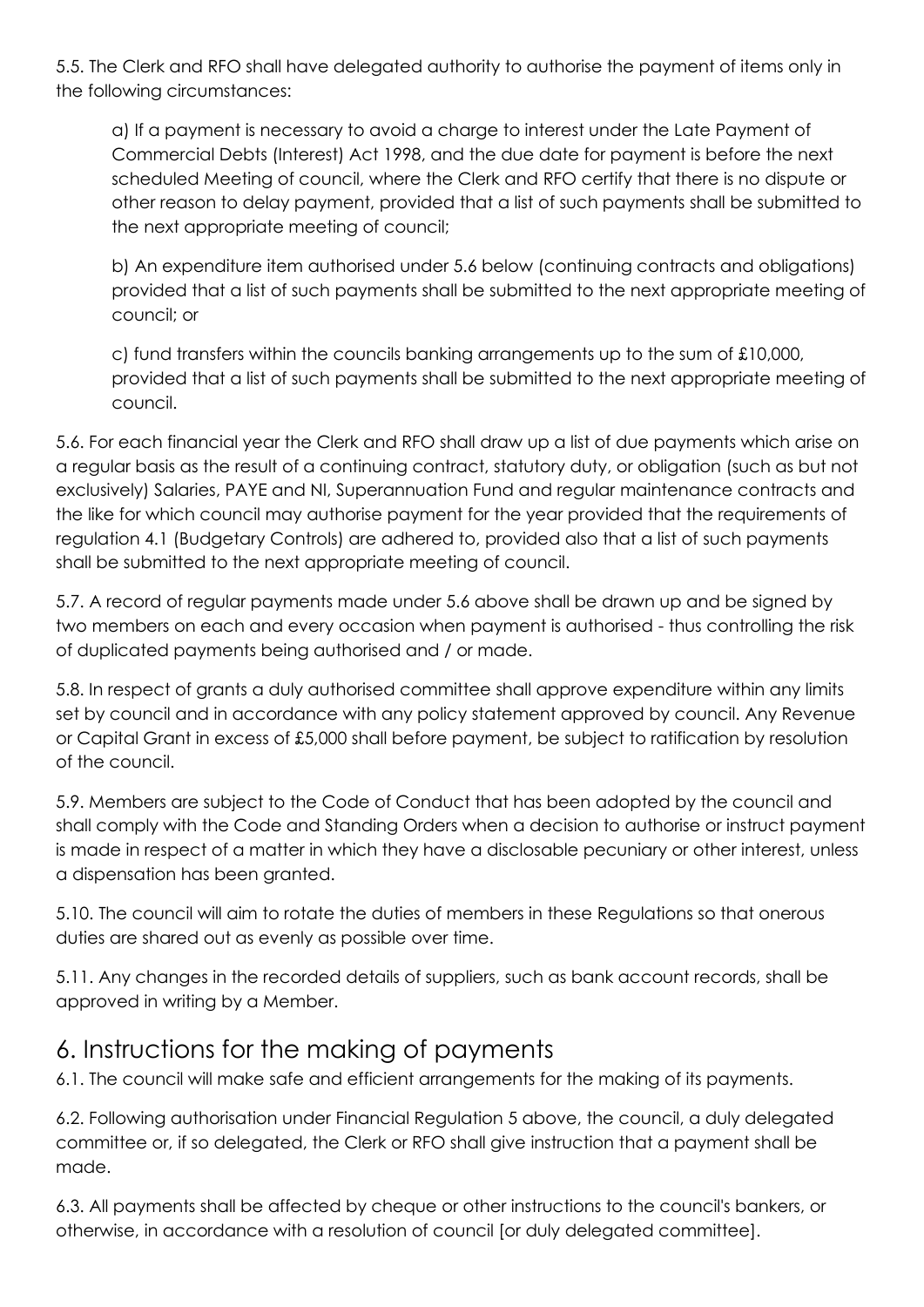5.5. The Clerk and RFO shall have delegated authority to authorise the payment of items only in the following circumstances:

a) If a payment is necessary to avoid a charge to interest under the Late Payment of Commercial Debts (Interest) Act 1998, and the due date for payment is before the next scheduled Meeting of council, where the Clerk and RFO certify that there is no dispute or other reason to delay payment, provided that a list of such payments shall be submitted to the next appropriate meeting of council;

b) An expenditure item authorised under 5.6 below (continuing contracts and obligations) provided that a list of such payments shall be submitted to the next appropriate meeting of council; or

c) fund transfers within the councils banking arrangements up to the sum of £10,000, provided that a list of such payments shall be submitted to the next appropriate meeting of council.

5.6. For each financial year the Clerk and RFO shall draw up a list of due payments which arise on a regular basis as the result of a continuing contract, statutory duty, or obligation (such as but not exclusively) Salaries, PAYE and NI, Superannuation Fund and regular maintenance contracts and the like for which council may authorise payment for the year provided that the requirements of regulation 4.1 (Budgetary Controls) are adhered to, provided also that a list of such payments shall be submitted to the next appropriate meeting of council.

5.7. A record of regular payments made under 5.6 above shall be drawn up and be signed by two members on each and every occasion when payment is authorised - thus controlling the risk of duplicated payments being authorised and / or made.

5.8. In respect of grants a duly authorised committee shall approve expenditure within any limits set by council and in accordance with any policy statement approved by council. Any Revenue or Capital Grant in excess of £5,000 shall before payment, be subject to ratification by resolution of the council.

5.9. Members are subject to the Code of Conduct that has been adopted by the council and shall comply with the Code and Standing Orders when a decision to authorise or instruct payment is made in respect of a matter in which they have a disclosable pecuniary or other interest, unless a dispensation has been granted.

5.10. The council will aim to rotate the duties of members in these Regulations so that onerous duties are shared out as evenly as possible over time.

5.11. Any changes in the recorded details of suppliers, such as bank account records, shall be approved in writing by a Member.

## 6. Instructions for the making of payments

6.1. The council will make safe and efficient arrangements for the making of its payments.

6.2. Following authorisation under Financial Regulation 5 above, the council, a duly delegated committee or, if so delegated, the Clerk or RFO shall give instruction that a payment shall be made.

6.3. All payments shall be affected by cheque or other instructions to the council's bankers, or otherwise, in accordance with a resolution of council [or duly delegated committee].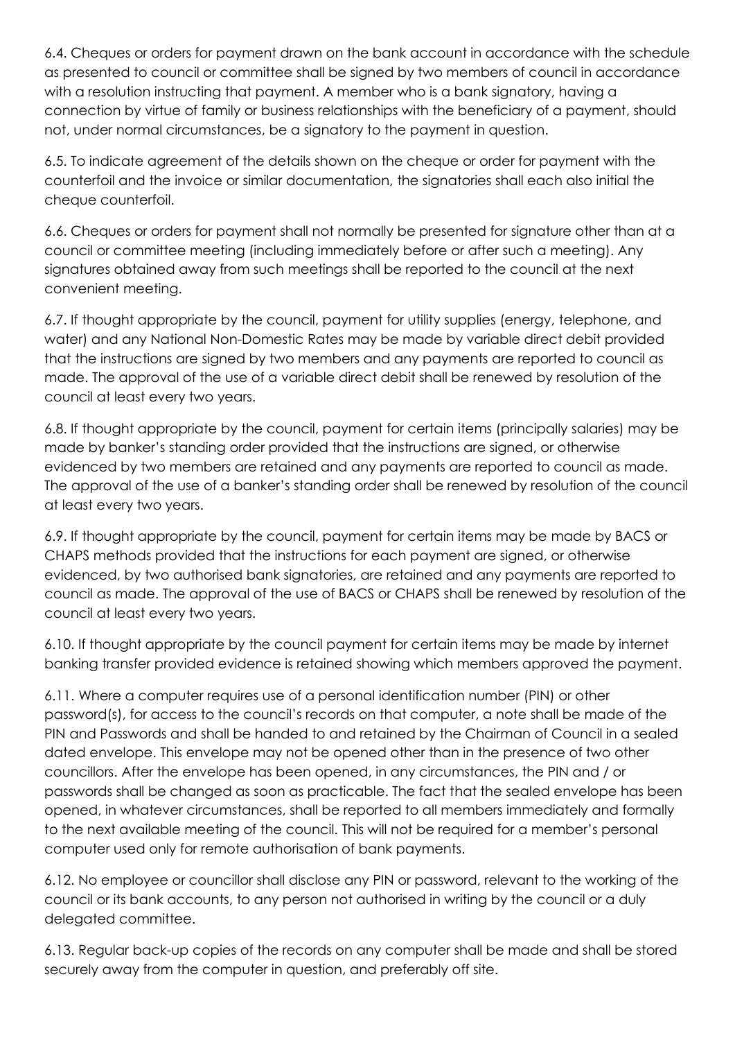6.4. Cheques or orders for payment drawn on the bank account in accordance with the schedule as presented to council or committee shall be signed by two members of council in accordance with a resolution instructing that payment. A member who is a bank signatory, having a connection by virtue of family or business relationships with the beneficiary of a payment, should not, under normal circumstances, be a signatory to the payment in question.

6.5. To indicate agreement of the details shown on the cheque or order for payment with the counterfoil and the invoice or similar documentation, the signatories shall each also initial the cheque counterfoil.

6.6. Cheques or orders for payment shall not normally be presented for signature other than at a council or committee meeting (including immediately before or after such a meeting). Any signatures obtained away from such meetings shall be reported to the council at the next convenient meeting.

6.7. If thought appropriate by the council, payment for utility supplies (energy, telephone, and water) and any National Non-Domestic Rates may be made by variable direct debit provided that the instructions are signed by two members and any payments are reported to council as made. The approval of the use of a variable direct debit shall be renewed by resolution of the council at least every two years.

6.8. If thought appropriate by the council, payment for certain items (principally salaries) may be made by banker's standing order provided that the instructions are signed, or otherwise evidenced by two members are retained and any payments are reported to council as made. The approval of the use of a banker's standing order shall be renewed by resolution of the council at least every two years.

6.9. If thought appropriate by the council, payment for certain items may be made by BACS or CHAPS methods provided that the instructions for each payment are signed, or otherwise evidenced, by two authorised bank signatories, are retained and any payments are reported to council as made. The approval of the use of BACS or CHAPS shall be renewed by resolution of the council at least every two years.

6.10. If thought appropriate by the council payment for certain items may be made by internet banking transfer provided evidence is retained showing which members approved the payment.

6.11. Where a computer requires use of a personal identification number (PIN) or other password(s), for access to the council's records on that computer, a note shall be made of the PIN and Passwords and shall be handed to and retained by the Chairman of Council in a sealed dated envelope. This envelope may not be opened other than in the presence of two other councillors. After the envelope has been opened, in any circumstances, the PIN and / or passwords shall be changed as soon as practicable. The fact that the sealed envelope has been opened, in whatever circumstances, shall be reported to all members immediately and formally to the next available meeting of the council. This will not be required for a member's personal computer used only for remote authorisation of bank payments.

6.12. No employee or councillor shall disclose any PIN or password, relevant to the working of the council or its bank accounts, to any person not authorised in writing by the council or a duly delegated committee.

6.13. Regular back-up copies of the records on any computer shall be made and shall be stored securely away from the computer in question, and preferably off site.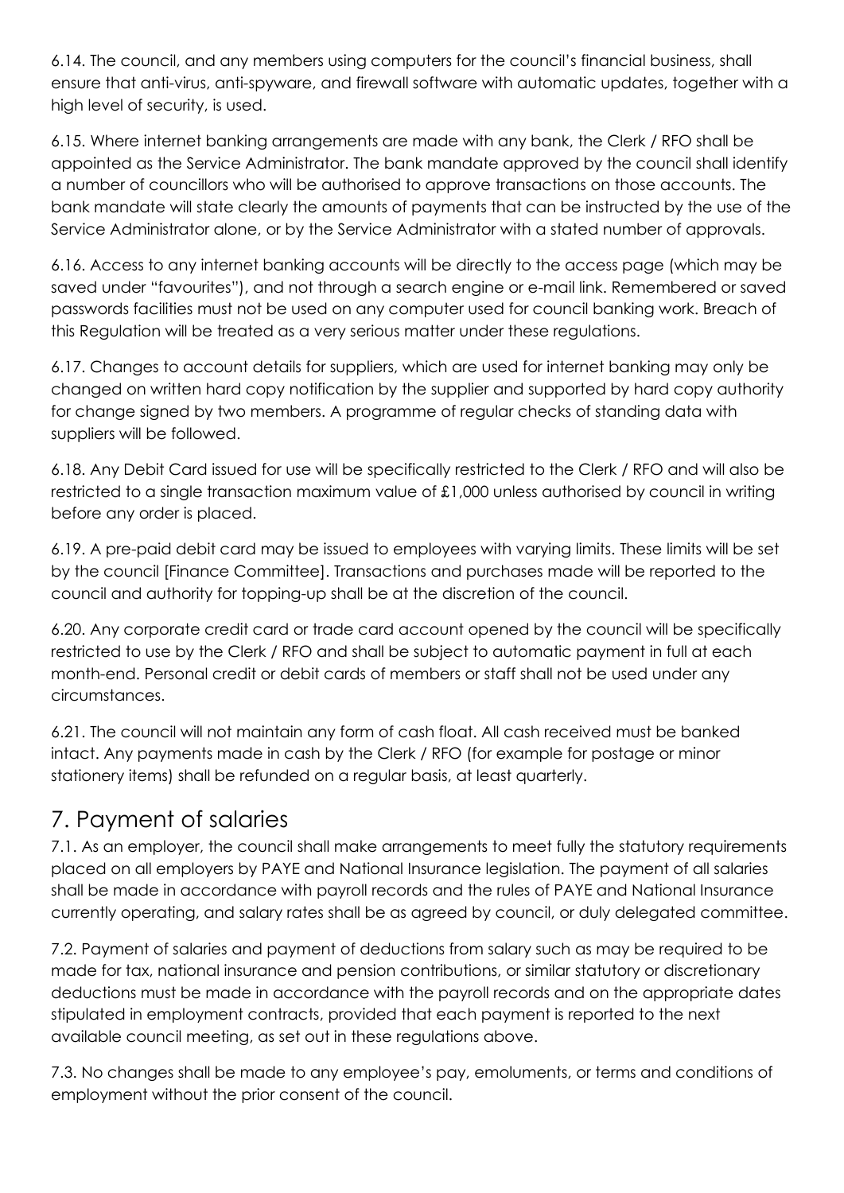6.14. The council, and any members using computers for the council's financial business, shall ensure that anti-virus, anti-spyware, and firewall software with automatic updates, together with a high level of security, is used.

6.15. Where internet banking arrangements are made with any bank, the Clerk / RFO shall be appointed as the Service Administrator. The bank mandate approved by the council shall identify a number of councillors who will be authorised to approve transactions on those accounts. The bank mandate will state clearly the amounts of payments that can be instructed by the use of the Service Administrator alone, or by the Service Administrator with a stated number of approvals.

6.16. Access to any internet banking accounts will be directly to the access page (which may be saved under "favourites"), and not through a search engine or e-mail link. Remembered or saved passwords facilities must not be used on any computer used for council banking work. Breach of this Regulation will be treated as a very serious matter under these regulations.

6.17. Changes to account details for suppliers, which are used for internet banking may only be changed on written hard copy notification by the supplier and supported by hard copy authority for change signed by two members. A programme of regular checks of standing data with suppliers will be followed.

6.18. Any Debit Card issued for use will be specifically restricted to the Clerk / RFO and will also be restricted to a single transaction maximum value of £1,000 unless authorised by council in writing before any order is placed.

6.19. A pre-paid debit card may be issued to employees with varying limits. These limits will be set by the council [Finance Committee]. Transactions and purchases made will be reported to the council and authority for topping-up shall be at the discretion of the council.

6.20. Any corporate credit card or trade card account opened by the council will be specifically restricted to use by the Clerk / RFO and shall be subject to automatic payment in full at each month-end. Personal credit or debit cards of members or staff shall not be used under any circumstances.

6.21. The council will not maintain any form of cash float. All cash received must be banked intact. Any payments made in cash by the Clerk / RFO (for example for postage or minor stationery items) shall be refunded on a regular basis, at least quarterly.

## 7. Payment of salaries

7.1. As an employer, the council shall make arrangements to meet fully the statutory requirements placed on all employers by PAYE and National Insurance legislation. The payment of all salaries shall be made in accordance with payroll records and the rules of PAYE and National Insurance currently operating, and salary rates shall be as agreed by council, or duly delegated committee.

7.2. Payment of salaries and payment of deductions from salary such as may be required to be made for tax, national insurance and pension contributions, or similar statutory or discretionary deductions must be made in accordance with the payroll records and on the appropriate dates stipulated in employment contracts, provided that each payment is reported to the next available council meeting, as set out in these regulations above.

7.3. No changes shall be made to any employee's pay, emoluments, or terms and conditions of employment without the prior consent of the council.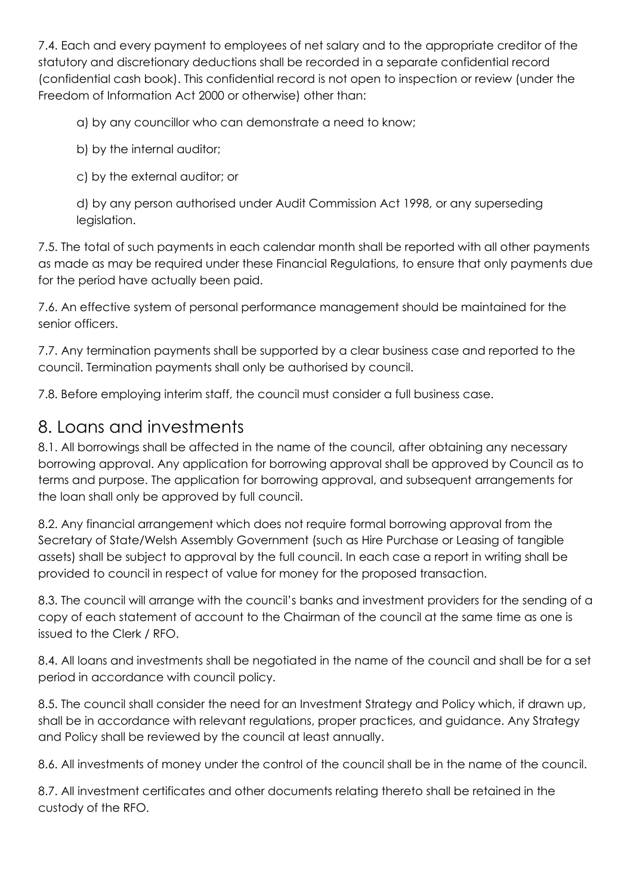7.4. Each and every payment to employees of net salary and to the appropriate creditor of the statutory and discretionary deductions shall be recorded in a separate confidential record (confidential cash book). This confidential record is not open to inspection or review (under the Freedom of Information Act 2000 or otherwise) other than:

a) by any councillor who can demonstrate a need to know;

b) by the internal auditor;

c) by the external auditor; or

d) by any person authorised under Audit Commission Act 1998, or any superseding legislation.

7.5. The total of such payments in each calendar month shall be reported with all other payments as made as may be required under these Financial Regulations, to ensure that only payments due for the period have actually been paid.

7.6. An effective system of personal performance management should be maintained for the senior officers.

7.7. Any termination payments shall be supported by a clear business case and reported to the council. Termination payments shall only be authorised by council.

7.8. Before employing interim staff, the council must consider a full business case.

## 8. Loans and investments

8.1. All borrowings shall be affected in the name of the council, after obtaining any necessary borrowing approval. Any application for borrowing approval shall be approved by Council as to terms and purpose. The application for borrowing approval, and subsequent arrangements for the loan shall only be approved by full council.

8.2. Any financial arrangement which does not require formal borrowing approval from the Secretary of State/Welsh Assembly Government (such as Hire Purchase or Leasing of tangible assets) shall be subject to approval by the full council. In each case a report in writing shall be provided to council in respect of value for money for the proposed transaction.

8.3. The council will arrange with the council's banks and investment providers for the sending of a copy of each statement of account to the Chairman of the council at the same time as one is issued to the Clerk / RFO.

8.4. All loans and investments shall be negotiated in the name of the council and shall be for a set period in accordance with council policy.

8.5. The council shall consider the need for an Investment Strategy and Policy which, if drawn up, shall be in accordance with relevant regulations, proper practices, and guidance. Any Strategy and Policy shall be reviewed by the council at least annually.

8.6. All investments of money under the control of the council shall be in the name of the council.

8.7. All investment certificates and other documents relating thereto shall be retained in the custody of the RFO.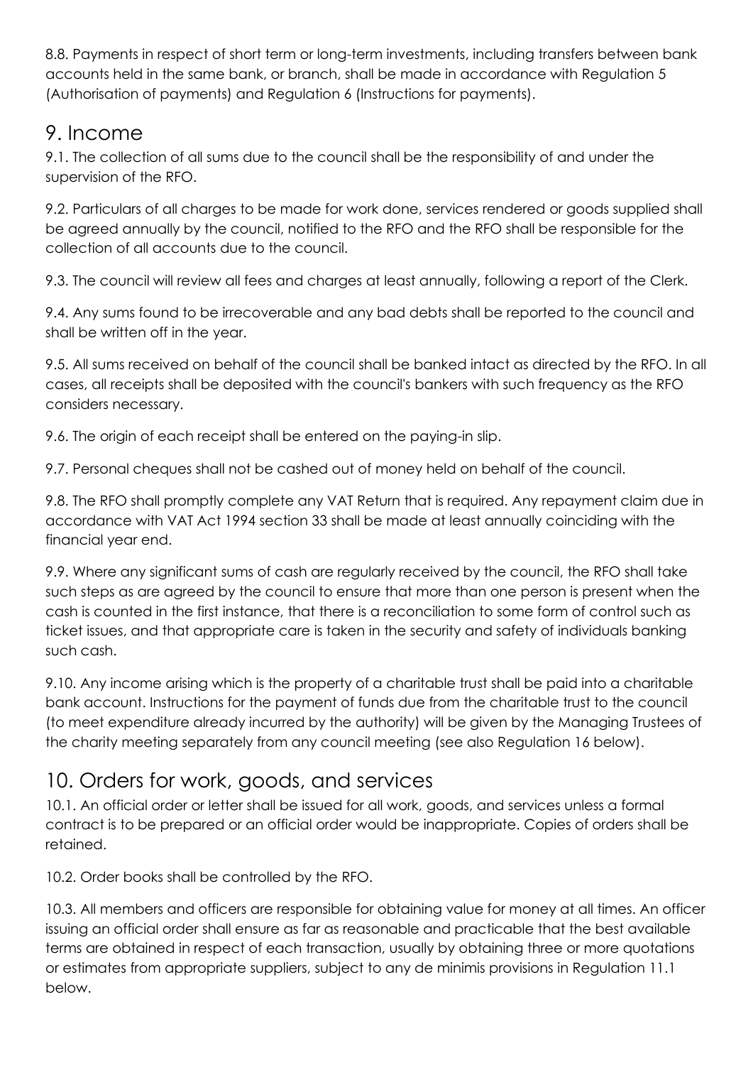8.8. Payments in respect of short term or long-term investments, including transfers between bank accounts held in the same bank, or branch, shall be made in accordance with Regulation 5 (Authorisation of payments) and Regulation 6 (Instructions for payments).

## 9. Income

9.1. The collection of all sums due to the council shall be the responsibility of and under the supervision of the RFO.

9.2. Particulars of all charges to be made for work done, services rendered or goods supplied shall be agreed annually by the council, notified to the RFO and the RFO shall be responsible for the collection of all accounts due to the council.

9.3. The council will review all fees and charges at least annually, following a report of the Clerk.

9.4. Any sums found to be irrecoverable and any bad debts shall be reported to the council and shall be written off in the year.

9.5. All sums received on behalf of the council shall be banked intact as directed by the RFO. In all cases, all receipts shall be deposited with the council's bankers with such frequency as the RFO considers necessary.

9.6. The origin of each receipt shall be entered on the paying-in slip.

9.7. Personal cheques shall not be cashed out of money held on behalf of the council.

9.8. The RFO shall promptly complete any VAT Return that is required. Any repayment claim due in accordance with VAT Act 1994 section 33 shall be made at least annually coinciding with the financial year end.

9.9. Where any significant sums of cash are regularly received by the council, the RFO shall take such steps as are agreed by the council to ensure that more than one person is present when the cash is counted in the first instance, that there is a reconciliation to some form of control such as ticket issues, and that appropriate care is taken in the security and safety of individuals banking such cash.

9.10. Any income arising which is the property of a charitable trust shall be paid into a charitable bank account. Instructions for the payment of funds due from the charitable trust to the council (to meet expenditure already incurred by the authority) will be given by the Managing Trustees of the charity meeting separately from any council meeting (see also Regulation 16 below).

## 10. Orders for work, goods, and services

10.1. An official order or letter shall be issued for all work, goods, and services unless a formal contract is to be prepared or an official order would be inappropriate. Copies of orders shall be retained.

10.2. Order books shall be controlled by the RFO.

10.3. All members and officers are responsible for obtaining value for money at all times. An officer issuing an official order shall ensure as far as reasonable and practicable that the best available terms are obtained in respect of each transaction, usually by obtaining three or more quotations or estimates from appropriate suppliers, subject to any de minimis provisions in Regulation 11.1 below.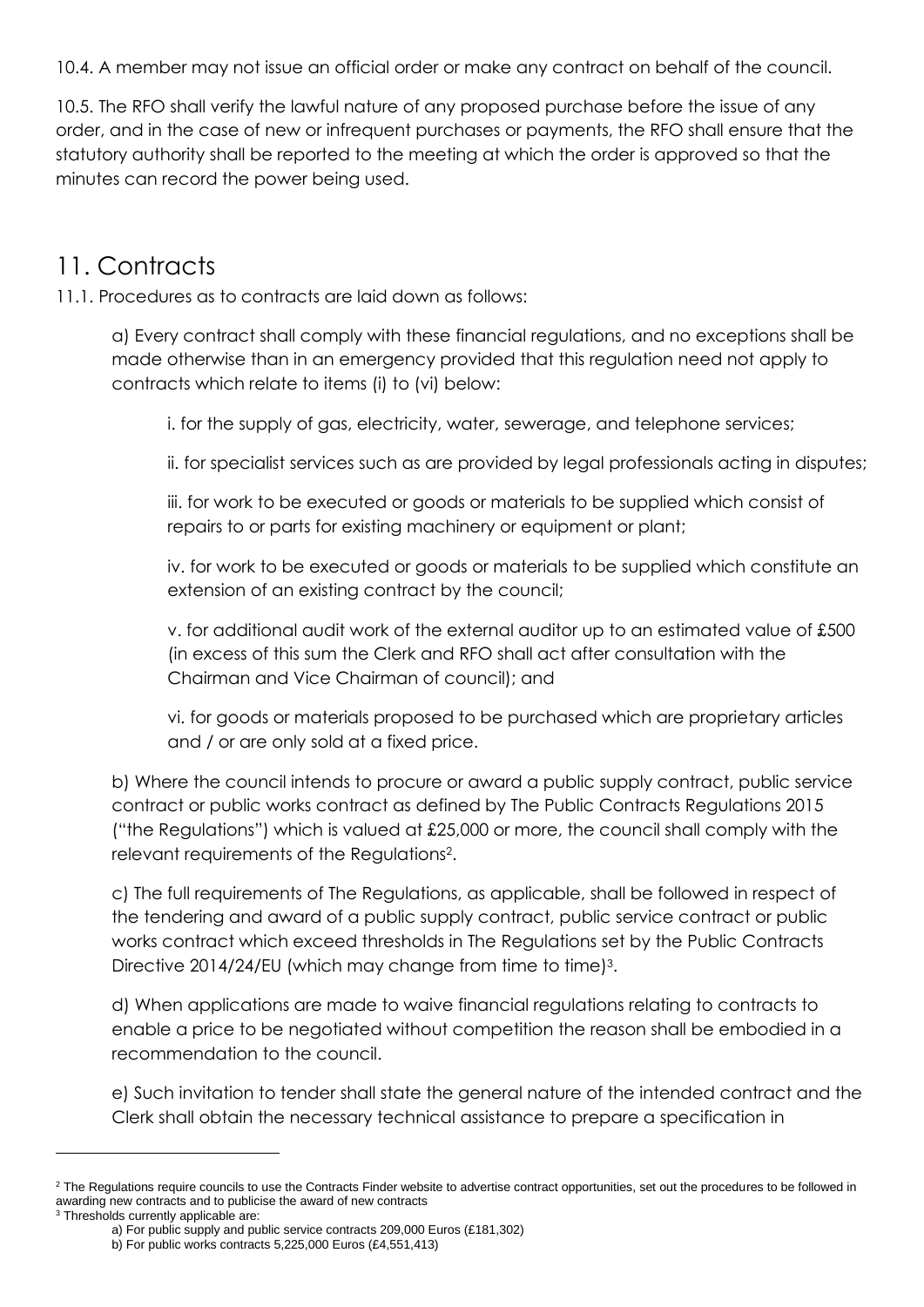10.4. A member may not issue an official order or make any contract on behalf of the council.

10.5. The RFO shall verify the lawful nature of any proposed purchase before the issue of any order, and in the case of new or infrequent purchases or payments, the RFO shall ensure that the statutory authority shall be reported to the meeting at which the order is approved so that the minutes can record the power being used.

## 11. Contracts

11.1. Procedures as to contracts are laid down as follows:

a) Every contract shall comply with these financial regulations, and no exceptions shall be made otherwise than in an emergency provided that this regulation need not apply to contracts which relate to items (i) to (vi) below:

i. for the supply of gas, electricity, water, sewerage, and telephone services;

ii. for specialist services such as are provided by legal professionals acting in disputes;

iii. for work to be executed or goods or materials to be supplied which consist of repairs to or parts for existing machinery or equipment or plant;

iv. for work to be executed or goods or materials to be supplied which constitute an extension of an existing contract by the council;

v. for additional audit work of the external auditor up to an estimated value of £500 (in excess of this sum the Clerk and RFO shall act after consultation with the Chairman and Vice Chairman of council); and

vi. for goods or materials proposed to be purchased which are proprietary articles and / or are only sold at a fixed price.

b) Where the council intends to procure or award a public supply contract, public service contract or public works contract as defined by The Public Contracts Regulations 2015 ("the Regulations") which is valued at £25,000 or more, the council shall comply with the relevant requirements of the Regulations[2].

c) The full requirements of The Regulations, as applicable, shall be followed in respect of the tendering and award of a public supply contract, public service contract or public works contract which exceed thresholds in The Regulations set by the Public Contracts Directive 2014/24/EU (which may change from time to time)[3].

d) When applications are made to waive financial regulations relating to contracts to enable a price to be negotiated without competition the reason shall be embodied in a recommendation to the council.

e) Such invitation to tender shall state the general nature of the intended contract and the Clerk shall obtain the necessary technical assistance to prepare a specification in

---

[2] The Regulations require councils to use the Contracts Finder website to advertise contract opportunities, set out the procedures to be followed in awarding new contracts and to publicise the award of new contracts

[3] Thresholds currently applicable are:

a) For public supply and public service contracts 209,000 Euros (£181,302)

b) For public works contracts 5,225,000 Euros (£4,551,413)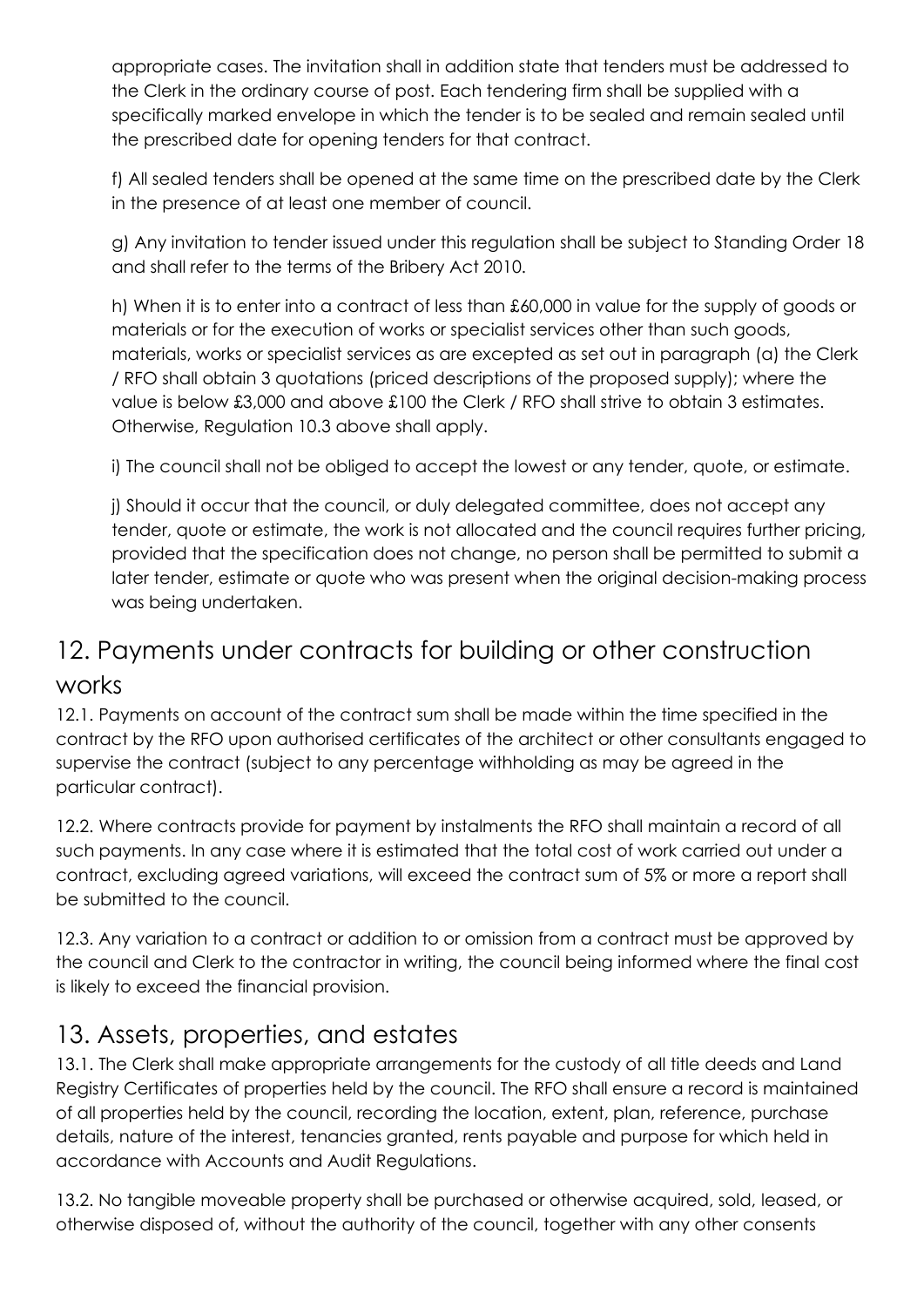appropriate cases. The invitation shall in addition state that tenders must be addressed to the Clerk in the ordinary course of post. Each tendering firm shall be supplied with a specifically marked envelope in which the tender is to be sealed and remain sealed until the prescribed date for opening tenders for that contract.

f) All sealed tenders shall be opened at the same time on the prescribed date by the Clerk in the presence of at least one member of council.

g) Any invitation to tender issued under this regulation shall be subject to Standing Order 18 and shall refer to the terms of the Bribery Act 2010.

h) When it is to enter into a contract of less than £60,000 in value for the supply of goods or materials or for the execution of works or specialist services other than such goods, materials, works or specialist services as are excepted as set out in paragraph (a) the Clerk / RFO shall obtain 3 quotations (priced descriptions of the proposed supply); where the value is below £3,000 and above £100 the Clerk / RFO shall strive to obtain 3 estimates. Otherwise, Regulation 10.3 above shall apply.

i) The council shall not be obliged to accept the lowest or any tender, quote, or estimate.

j) Should it occur that the council, or duly delegated committee, does not accept any tender, quote or estimate, the work is not allocated and the council requires further pricing, provided that the specification does not change, no person shall be permitted to submit a later tender, estimate or quote who was present when the original decision-making process was being undertaken.

## 12. Payments under contracts for building or other construction works

12.1. Payments on account of the contract sum shall be made within the time specified in the contract by the RFO upon authorised certificates of the architect or other consultants engaged to supervise the contract (subject to any percentage withholding as may be agreed in the particular contract).

12.2. Where contracts provide for payment by instalments the RFO shall maintain a record of all such payments. In any case where it is estimated that the total cost of work carried out under a contract, excluding agreed variations, will exceed the contract sum of 5% or more a report shall be submitted to the council.

12.3. Any variation to a contract or addition to or omission from a contract must be approved by the council and Clerk to the contractor in writing, the council being informed where the final cost is likely to exceed the financial provision.

## 13. Assets, properties, and estates

13.1. The Clerk shall make appropriate arrangements for the custody of all title deeds and Land Registry Certificates of properties held by the council. The RFO shall ensure a record is maintained of all properties held by the council, recording the location, extent, plan, reference, purchase details, nature of the interest, tenancies granted, rents payable and purpose for which held in accordance with Accounts and Audit Regulations.

13.2. No tangible moveable property shall be purchased or otherwise acquired, sold, leased, or otherwise disposed of, without the authority of the council, together with any other consents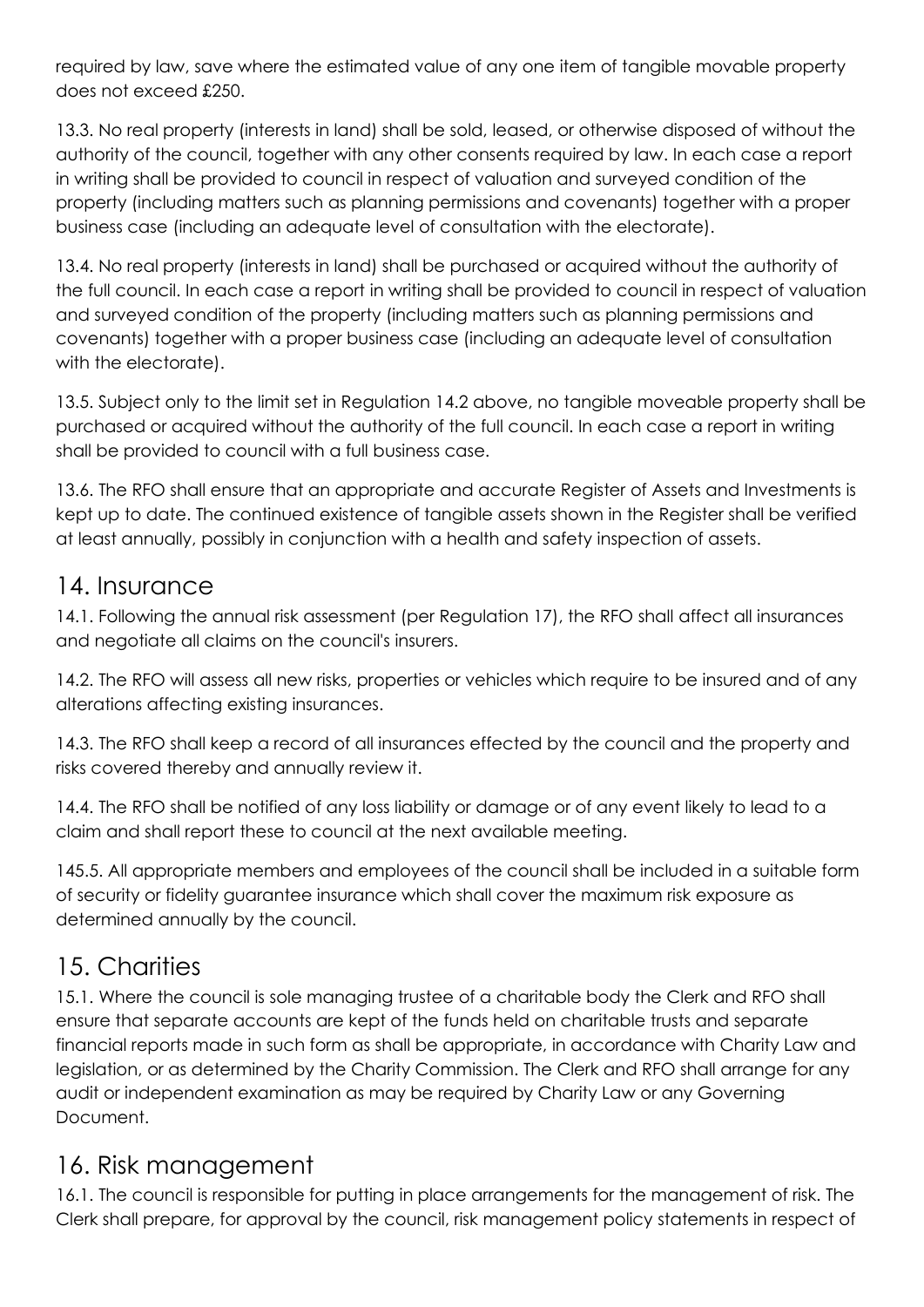required by law, save where the estimated value of any one item of tangible movable property does not exceed £250.

13.3. No real property (interests in land) shall be sold, leased, or otherwise disposed of without the authority of the council, together with any other consents required by law. In each case a report in writing shall be provided to council in respect of valuation and surveyed condition of the property (including matters such as planning permissions and covenants) together with a proper business case (including an adequate level of consultation with the electorate).

13.4. No real property (interests in land) shall be purchased or acquired without the authority of the full council. In each case a report in writing shall be provided to council in respect of valuation and surveyed condition of the property (including matters such as planning permissions and covenants) together with a proper business case (including an adequate level of consultation with the electorate).

13.5. Subject only to the limit set in Regulation 14.2 above, no tangible moveable property shall be purchased or acquired without the authority of the full council. In each case a report in writing shall be provided to council with a full business case.

13.6. The RFO shall ensure that an appropriate and accurate Register of Assets and Investments is kept up to date. The continued existence of tangible assets shown in the Register shall be verified at least annually, possibly in conjunction with a health and safety inspection of assets.

## 14. Insurance

14.1. Following the annual risk assessment (per Regulation 17), the RFO shall affect all insurances and negotiate all claims on the council's insurers.

14.2. The RFO will assess all new risks, properties or vehicles which require to be insured and of any alterations affecting existing insurances.

14.3. The RFO shall keep a record of all insurances effected by the council and the property and risks covered thereby and annually review it.

14.4. The RFO shall be notified of any loss liability or damage or of any event likely to lead to a claim and shall report these to council at the next available meeting.

145.5. All appropriate members and employees of the council shall be included in a suitable form of security or fidelity guarantee insurance which shall cover the maximum risk exposure as determined annually by the council.

## 15. Charities

15.1. Where the council is sole managing trustee of a charitable body the Clerk and RFO shall ensure that separate accounts are kept of the funds held on charitable trusts and separate financial reports made in such form as shall be appropriate, in accordance with Charity Law and legislation, or as determined by the Charity Commission. The Clerk and RFO shall arrange for any audit or independent examination as may be required by Charity Law or any Governing Document.

## 16. Risk management

16.1. The council is responsible for putting in place arrangements for the management of risk. The Clerk shall prepare, for approval by the council, risk management policy statements in respect of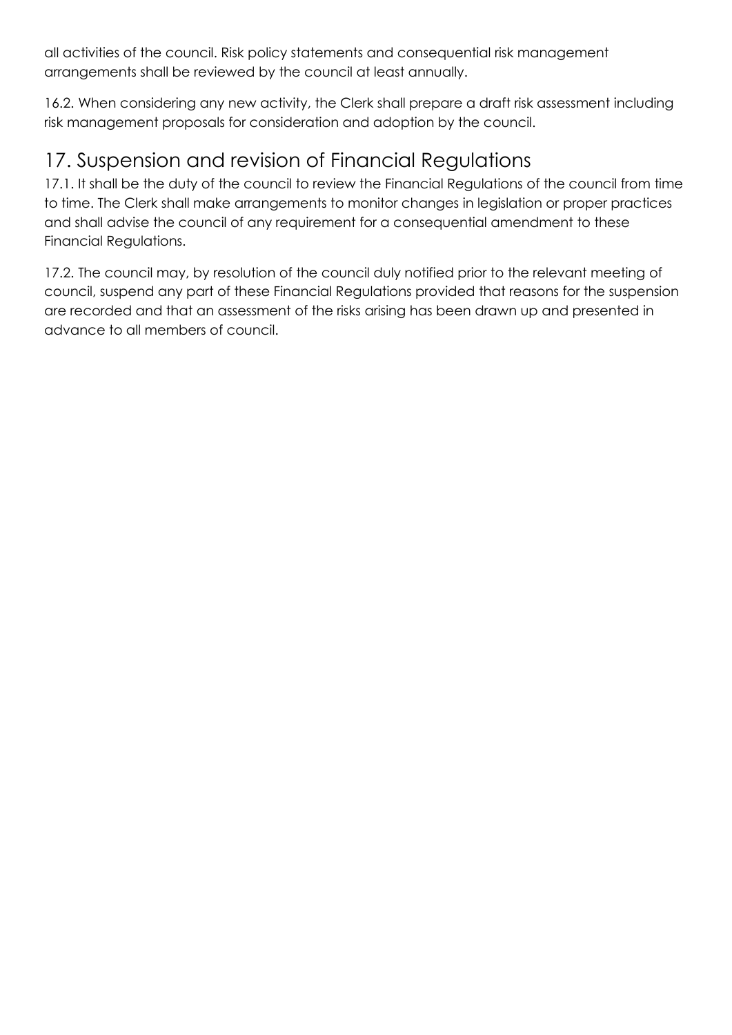all activities of the council. Risk policy statements and consequential risk management arrangements shall be reviewed by the council at least annually.

16.2. When considering any new activity, the Clerk shall prepare a draft risk assessment including risk management proposals for consideration and adoption by the council.

## 17. Suspension and revision of Financial Regulations

17.1. It shall be the duty of the council to review the Financial Regulations of the council from time to time. The Clerk shall make arrangements to monitor changes in legislation or proper practices and shall advise the council of any requirement for a consequential amendment to these Financial Regulations.

17.2. The council may, by resolution of the council duly notified prior to the relevant meeting of council, suspend any part of these Financial Regulations provided that reasons for the suspension are recorded and that an assessment of the risks arising has been drawn up and presented in advance to all members of council.